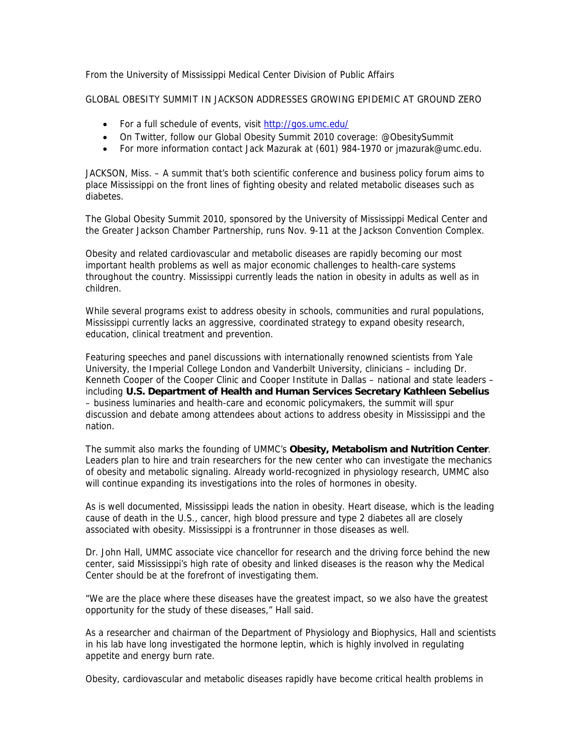From the University of Mississippi Medical Center Division of Public Affairs

GLOBAL OBESITY SUMMIT IN JACKSON ADDRESSES GROWING EPIDEMIC AT GROUND ZERO

- For a full schedule of events, visit http://gos.umc.edu/
- On Twitter, follow our Global Obesity Summit 2010 coverage: @ObesitySummit
- For more information contact Jack Mazurak at (601) 984-1970 or jmazurak@umc.edu.

JACKSON, Miss. – A summit that's both scientific conference and business policy forum aims to place Mississippi on the front lines of fighting obesity and related metabolic diseases such as diabetes.

The Global Obesity Summit 2010, sponsored by the University of Mississippi Medical Center and the Greater Jackson Chamber Partnership, runs Nov. 9-11 at the Jackson Convention Complex.

Obesity and related cardiovascular and metabolic diseases are rapidly becoming our most important health problems as well as major economic challenges to health-care systems throughout the country. Mississippi currently leads the nation in obesity in adults as well as in children.

While several programs exist to address obesity in schools, communities and rural populations, Mississippi currently lacks an aggressive, coordinated strategy to expand obesity research, education, clinical treatment and prevention.

Featuring speeches and panel discussions with internationally renowned scientists from Yale University, the Imperial College London and Vanderbilt University, clinicians – including Dr. Kenneth Cooper of the Cooper Clinic and Cooper Institute in Dallas – national and state leaders – including **U.S. Department of Health and Human Services Secretary Kathleen Sebelius** – business luminaries and health-care and economic policymakers, the summit will spur discussion and debate among attendees about actions to address obesity in Mississippi and the nation.

The summit also marks the founding of UMMC's **Obesity, Metabolism and Nutrition Center**. Leaders plan to hire and train researchers for the new center who can investigate the mechanics of obesity and metabolic signaling. Already world-recognized in physiology research, UMMC also will continue expanding its investigations into the roles of hormones in obesity.

As is well documented, Mississippi leads the nation in obesity. Heart disease, which is the leading cause of death in the U.S., cancer, high blood pressure and type 2 diabetes all are closely associated with obesity. Mississippi is a frontrunner in those diseases as well.

Dr. John Hall, UMMC associate vice chancellor for research and the driving force behind the new center, said Mississippi's high rate of obesity and linked diseases is the reason why the Medical Center should be at the forefront of investigating them.

"We are the place where these diseases have the greatest impact, so we also have the greatest opportunity for the study of these diseases," Hall said.

As a researcher and chairman of the Department of Physiology and Biophysics, Hall and scientists in his lab have long investigated the hormone leptin, which is highly involved in regulating appetite and energy burn rate.

Obesity, cardiovascular and metabolic diseases rapidly have become critical health problems in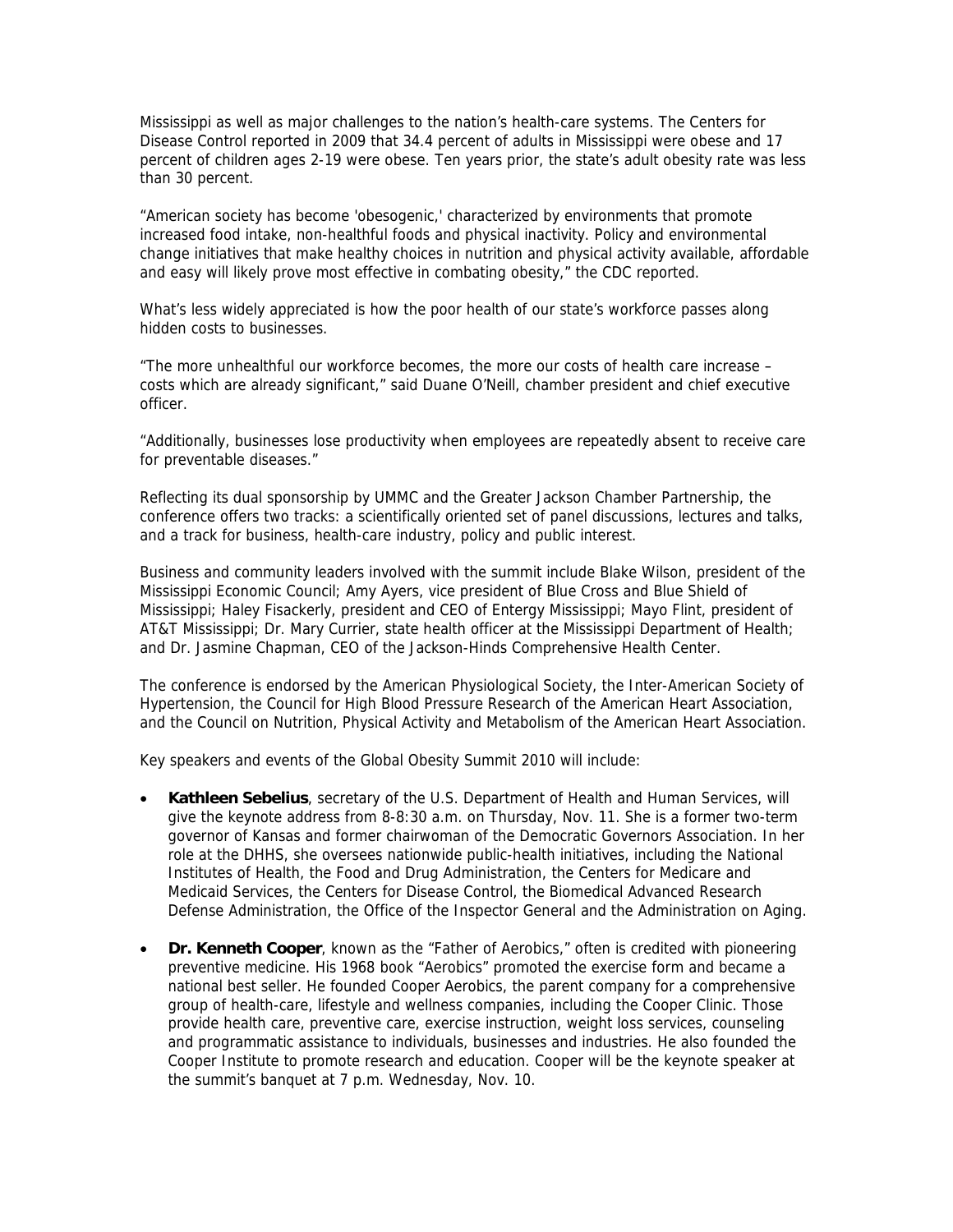Mississippi as well as major challenges to the nation's health-care systems. The Centers for Disease Control reported in 2009 that 34.4 percent of adults in Mississippi were obese and 17 percent of children ages 2-19 were obese. Ten years prior, the state's adult obesity rate was less than 30 percent.

"American society has become 'obesogenic,' characterized by environments that promote increased food intake, non-healthful foods and physical inactivity. Policy and environmental change initiatives that make healthy choices in nutrition and physical activity available, affordable and easy will likely prove most effective in combating obesity," the CDC reported.

What's less widely appreciated is how the poor health of our state's workforce passes along hidden costs to businesses.

"The more unhealthful our workforce becomes, the more our costs of health care increase – costs which are already significant," said Duane O'Neill, chamber president and chief executive officer.

"Additionally, businesses lose productivity when employees are repeatedly absent to receive care for preventable diseases."

Reflecting its dual sponsorship by UMMC and the Greater Jackson Chamber Partnership, the conference offers two tracks: a scientifically oriented set of panel discussions, lectures and talks, and a track for business, health-care industry, policy and public interest.

Business and community leaders involved with the summit include Blake Wilson, president of the Mississippi Economic Council; Amy Ayers, vice president of Blue Cross and Blue Shield of Mississippi; Haley Fisackerly, president and CEO of Entergy Mississippi; Mayo Flint, president of AT&T Mississippi; Dr. Mary Currier, state health officer at the Mississippi Department of Health; and Dr. Jasmine Chapman, CEO of the Jackson-Hinds Comprehensive Health Center.

The conference is endorsed by the American Physiological Society, the Inter-American Society of Hypertension, the Council for High Blood Pressure Research of the American Heart Association, and the Council on Nutrition, Physical Activity and Metabolism of the American Heart Association.

Key speakers and events of the Global Obesity Summit 2010 will include:

- **Kathleen Sebelius**, secretary of the U.S. Department of Health and Human Services, will give the keynote address from 8-8:30 a.m. on Thursday, Nov. 11. She is a former two-term governor of Kansas and former chairwoman of the Democratic Governors Association. In her role at the DHHS, she oversees nationwide public-health initiatives, including the National Institutes of Health, the Food and Drug Administration, the Centers for Medicare and Medicaid Services, the Centers for Disease Control, the Biomedical Advanced Research Defense Administration, the Office of the Inspector General and the Administration on Aging.
- **Dr. Kenneth Cooper**, known as the "Father of Aerobics," often is credited with pioneering preventive medicine. His 1968 book "Aerobics" promoted the exercise form and became a national best seller. He founded Cooper Aerobics, the parent company for a comprehensive group of health-care, lifestyle and wellness companies, including the Cooper Clinic. Those provide health care, preventive care, exercise instruction, weight loss services, counseling and programmatic assistance to individuals, businesses and industries. He also founded the Cooper Institute to promote research and education. Cooper will be the keynote speaker at the summit's banquet at 7 p.m. Wednesday, Nov. 10.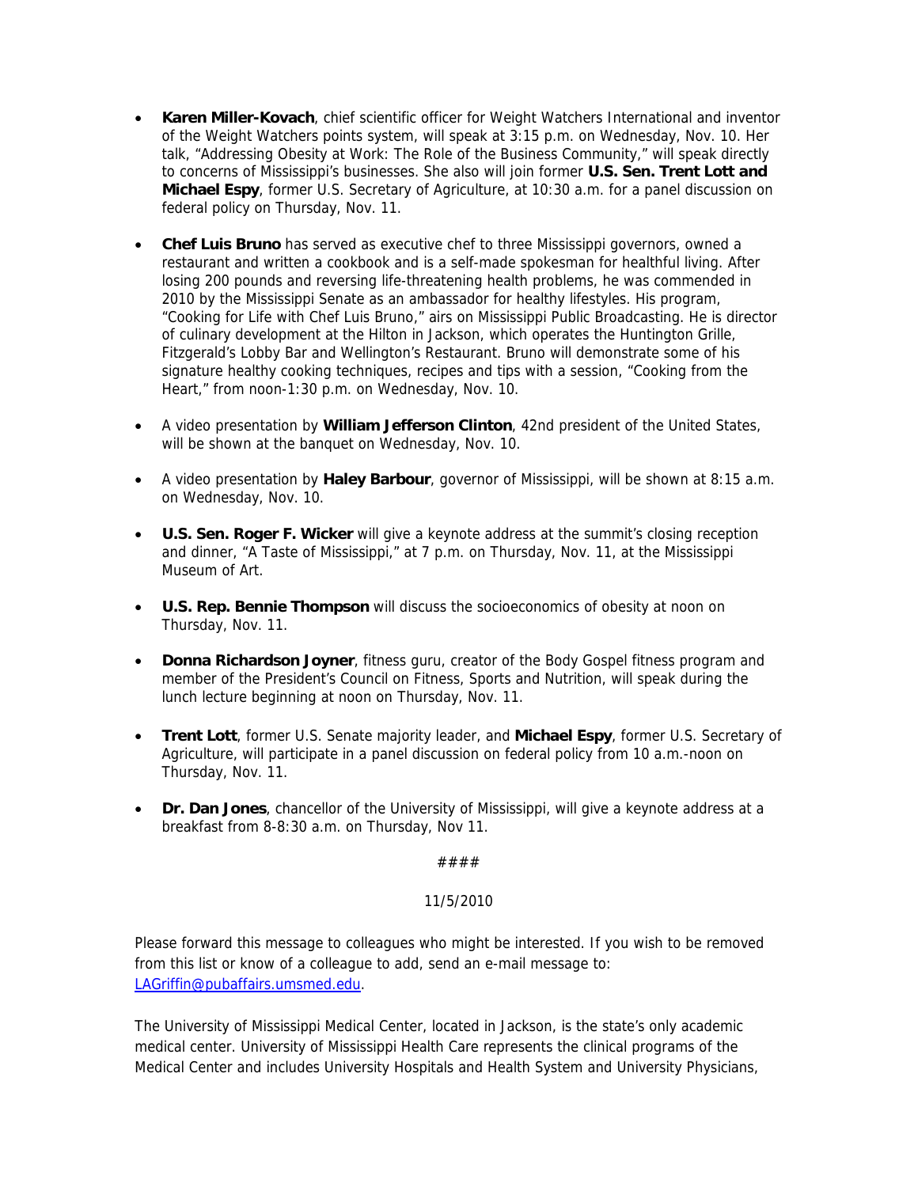- **Karen Miller-Kovach**, chief scientific officer for Weight Watchers International and inventor of the Weight Watchers points system, will speak at 3:15 p.m. on Wednesday, Nov. 10. Her talk, "Addressing Obesity at Work: The Role of the Business Community," will speak directly to concerns of Mississippi's businesses. She also will join former **U.S. Sen. Trent Lott and Michael Espy**, former U.S. Secretary of Agriculture, at 10:30 a.m. for a panel discussion on federal policy on Thursday, Nov. 11.

- **Chef Luis Bruno** has served as executive chef to three Mississippi governors, owned a restaurant and written a cookbook and is a self-made spokesman for healthful living. After losing 200 pounds and reversing life-threatening health problems, he was commended in 2010 by the Mississippi Senate as an ambassador for healthy lifestyles. His program, "Cooking for Life with Chef Luis Bruno," airs on Mississippi Public Broadcasting. He is director of culinary development at the Hilton in Jackson, which operates the Huntington Grille, Fitzgerald's Lobby Bar and Wellington's Restaurant. Bruno will demonstrate some of his signature healthy cooking techniques, recipes and tips with a session, "Cooking from the Heart," from noon-1:30 p.m. on Wednesday, Nov. 10.

- A video presentation by **William Jefferson Clinton**, 42nd president of the United States, will be shown at the banquet on Wednesday, Nov. 10.

- A video presentation by **Haley Barbour**, governor of Mississippi, will be shown at 8:15 a.m. on Wednesday, Nov. 10.

- **U.S. Sen. Roger F. Wicker** will give a keynote address at the summit's closing reception and dinner, "A Taste of Mississippi," at 7 p.m. on Thursday, Nov. 11, at the Mississippi Museum of Art.

- **U.S. Rep. Bennie Thompson** will discuss the socioeconomics of obesity at noon on Thursday, Nov. 11.

- **Donna Richardson Joyner**, fitness guru, creator of the Body Gospel fitness program and member of the President's Council on Fitness, Sports and Nutrition, will speak during the lunch lecture beginning at noon on Thursday, Nov. 11.

- **Trent Lott**, former U.S. Senate majority leader, and **Michael Espy**, former U.S. Secretary of Agriculture, will participate in a panel discussion on federal policy from 10 a.m.-noon on Thursday, Nov. 11.

- **Dr. Dan Jones**, chancellor of the University of Mississippi, will give a keynote address at a breakfast from 8-8:30 a.m. on Thursday, Nov 11.

####

11/5/2010

Please forward this message to colleagues who might be interested. If you wish to be removed from this list or know of a colleague to add, send an e-mail message to: LAGriffin@pubaffairs.umsmed.edu.

The University of Mississippi Medical Center, located in Jackson, is the state's only academic medical center. University of Mississippi Health Care represents the clinical programs of the Medical Center and includes University Hospitals and Health System and University Physicians,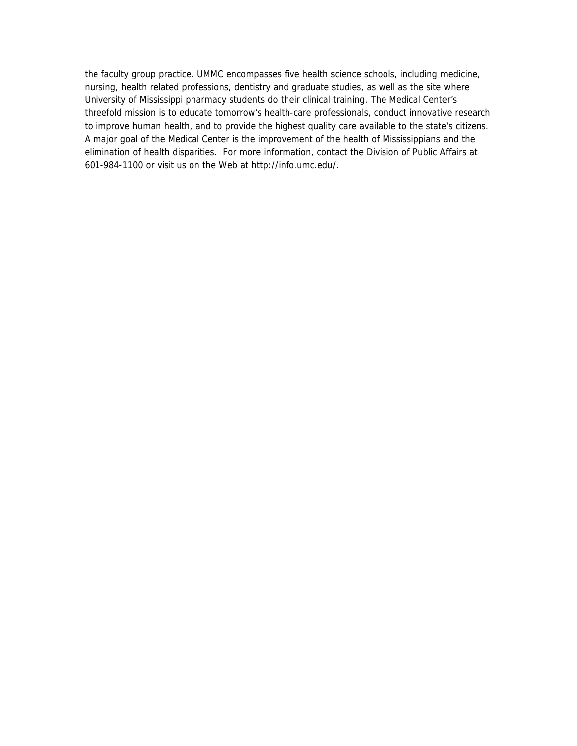the faculty group practice. UMMC encompasses five health science schools, including medicine, nursing, health related professions, dentistry and graduate studies, as well as the site where University of Mississippi pharmacy students do their clinical training. The Medical Center's threefold mission is to educate tomorrow's health-care professionals, conduct innovative research to improve human health, and to provide the highest quality care available to the state's citizens. A major goal of the Medical Center is the improvement of the health of Mississippians and the elimination of health disparities. For more information, contact the Division of Public Affairs at 601-984-1100 or visit us on the Web at http://info.umc.edu/.